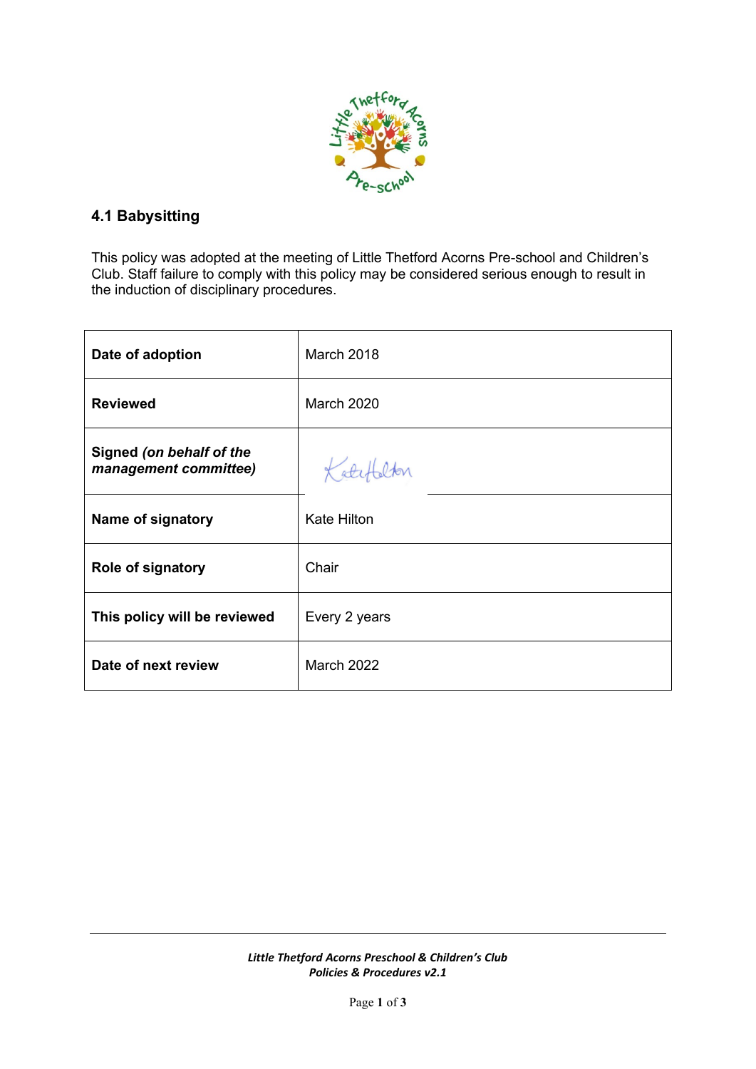## 4.1 Babysitting

This policy was adopted at the meeting of Little Thetford Acorns Pre-school and Children's Club. Staff failure to comply with this policy may be considered serious enough to result in the induction of disciplinary procedures.

| | |
|---|---|
| **Date of adoption** | March 2018 |
| **Reviewed** | March 2020 |
| **Signed** ***(on behalf of the management committee)*** | Kate Hilton |
| **Name of signatory** | Kate Hilton |
| **Role of signatory** | Chair |
| **This policy will be reviewed** | Every 2 years |
| **Date of next review** | March 2022 |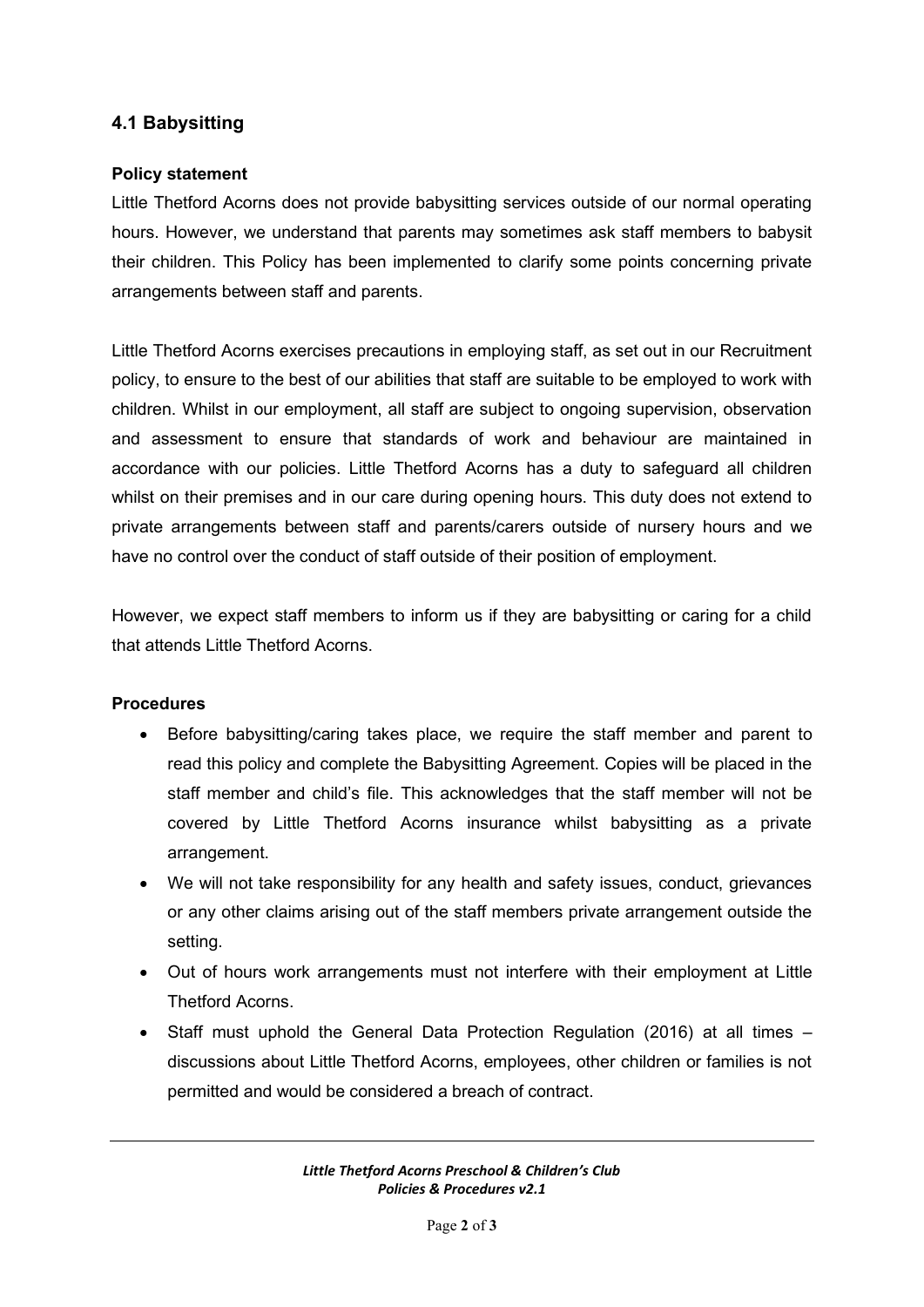## 4.1 Babysitting

### Policy statement

Little Thetford Acorns does not provide babysitting services outside of our normal operating hours. However, we understand that parents may sometimes ask staff members to babysit their children. This Policy has been implemented to clarify some points concerning private arrangements between staff and parents.

Little Thetford Acorns exercises precautions in employing staff, as set out in our Recruitment policy, to ensure to the best of our abilities that staff are suitable to be employed to work with children. Whilst in our employment, all staff are subject to ongoing supervision, observation and assessment to ensure that standards of work and behaviour are maintained in accordance with our policies. Little Thetford Acorns has a duty to safeguard all children whilst on their premises and in our care during opening hours. This duty does not extend to private arrangements between staff and parents/carers outside of nursery hours and we have no control over the conduct of staff outside of their position of employment.

However, we expect staff members to inform us if they are babysitting or caring for a child that attends Little Thetford Acorns.

### Procedures

- Before babysitting/caring takes place, we require the staff member and parent to read this policy and complete the Babysitting Agreement. Copies will be placed in the staff member and child's file. This acknowledges that the staff member will not be covered by Little Thetford Acorns insurance whilst babysitting as a private arrangement.
- We will not take responsibility for any health and safety issues, conduct, grievances or any other claims arising out of the staff members private arrangement outside the setting.
- Out of hours work arrangements must not interfere with their employment at Little Thetford Acorns.
- Staff must uphold the General Data Protection Regulation (2016) at all times – discussions about Little Thetford Acorns, employees, other children or families is not permitted and would be considered a breach of contract.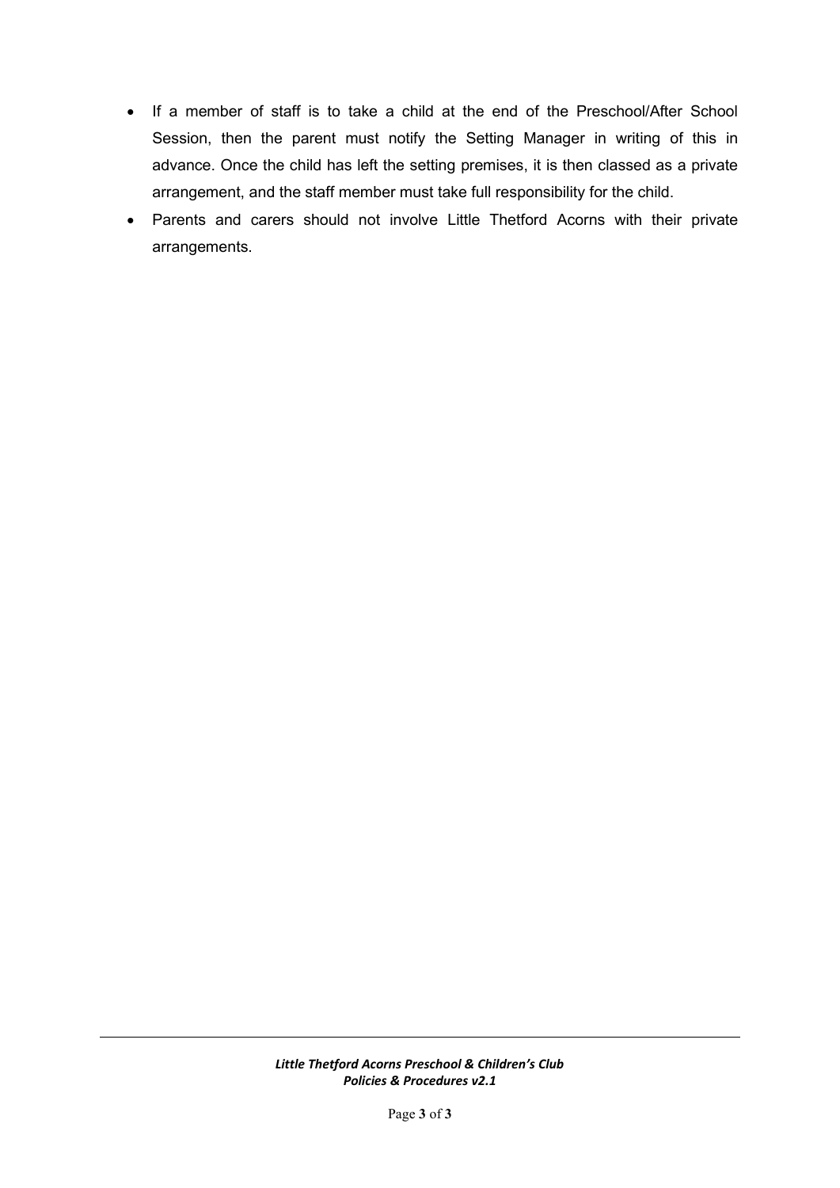- If a member of staff is to take a child at the end of the Preschool/After School Session, then the parent must notify the Setting Manager in writing of this in advance. Once the child has left the setting premises, it is then classed as a private arrangement, and the staff member must take full responsibility for the child.
- Parents and carers should not involve Little Thetford Acorns with their private arrangements.